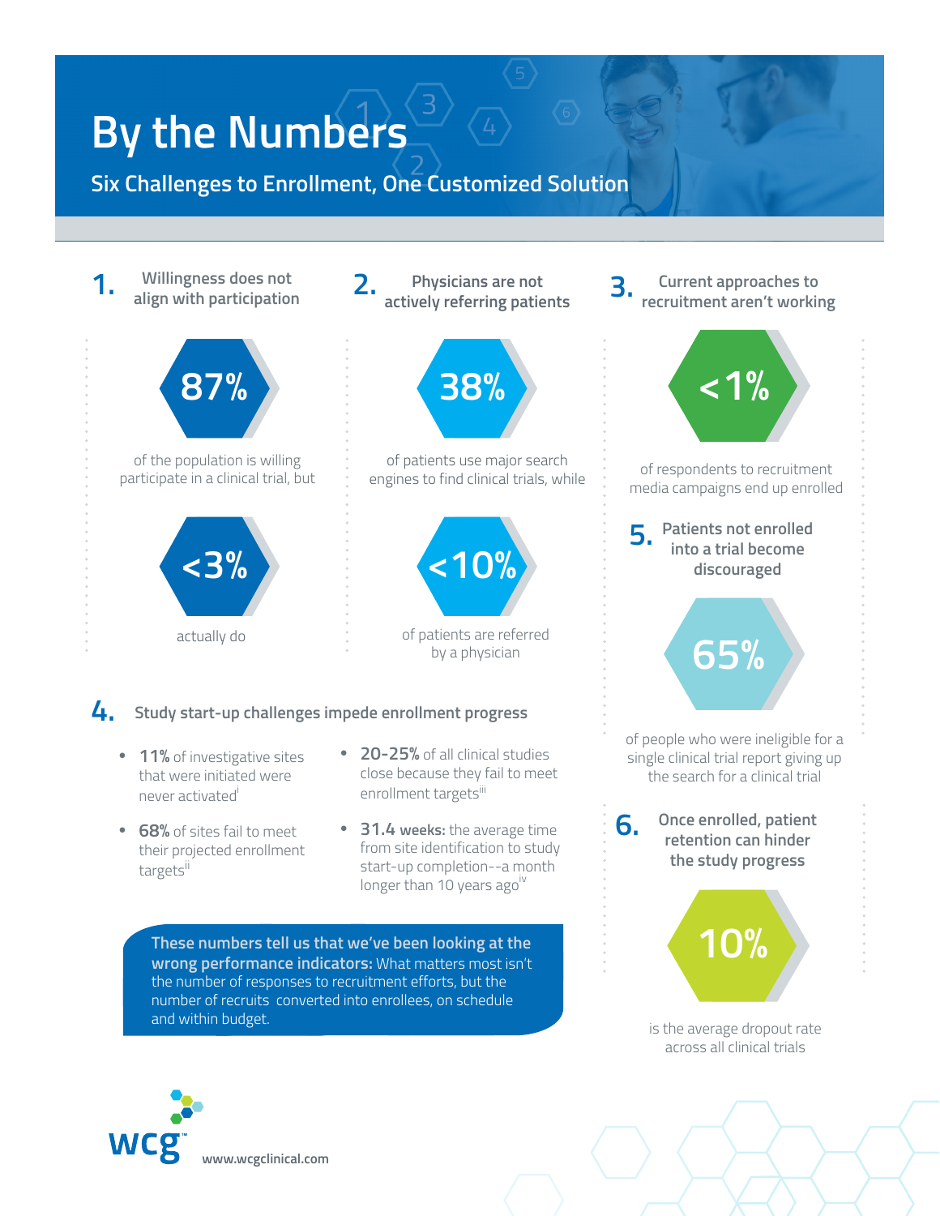# By the Numbers

## Six Challenges to Enrollment, One Customized Solution

### 1. Willingness does not align with participation

**87%**

of the population is willing participate in a clinical trial, but

**<3%**

actually do

### 2. Physicians are not actively referring patients

**38%**

of patients use major search engines to find clinical trials, while

**<10%**

of patients are referred by a physician

### 3. Current approaches to recruitment aren't working

**<1%**

of respondents to recruitment media campaigns end up enrolled

### 4. Study start-up challenges impede enrollment progress

- **11%** of investigative sites that were initiated were never activated[i]
- **68%** of sites fail to meet their projected enrollment targets[ii]
- **20-25%** of all clinical studies close because they fail to meet enrollment targets[iii]
- **31.4 weeks:** the average time from site identification to study start-up completion--a month longer than 10 years ago[iv]

**These numbers tell us that we've been looking at the wrong performance indicators:** What matters most isn't the number of responses to recruitment efforts, but the number of recruits converted into enrollees, on schedule and within budget.

### 5. Patients not enrolled into a trial become discouraged

**65%**

of people who were ineligible for a single clinical trial report giving up the search for a clinical trial

### 6. Once enrolled, patient retention can hinder the study progress

**10%**

is the average dropout rate across all clinical trials

wcg™ www.wcgclinical.com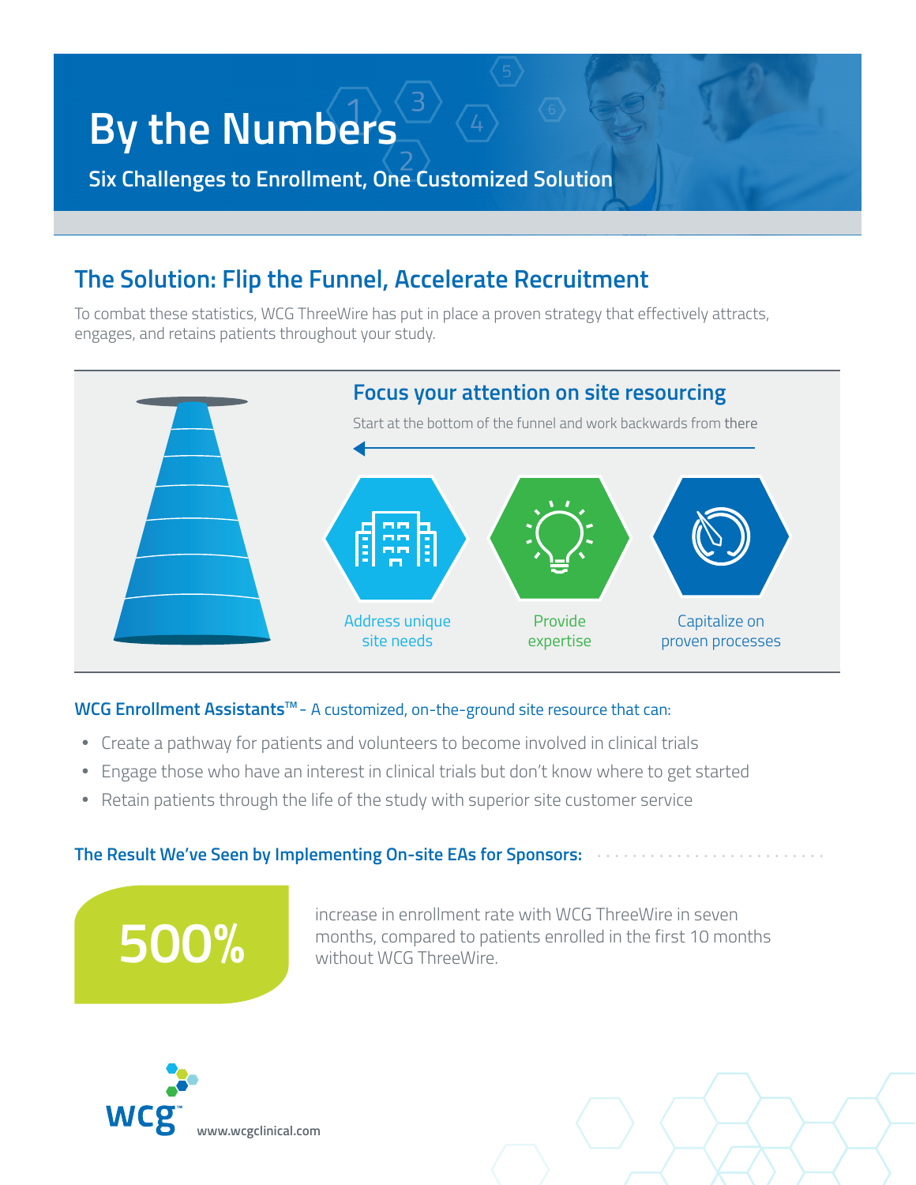# By the Numbers

## Six Challenges to Enrollment, One Customized Solution

## The Solution: Flip the Funnel, Accelerate Recruitment

To combat these statistics, WCG ThreeWire has put in place a proven strategy that effectively attracts, engages, and retains patients throughout your study.

### Focus your attention on site resourcing

Start at the bottom of the funnel and work backwards from there

- Address unique site needs
- Provide expertise
- Capitalize on proven processes

**WCG Enrollment Assistants™** - A customized, on-the-ground site resource that can:

- Create a pathway for patients and volunteers to become involved in clinical trials
- Engage those who have an interest in clinical trials but don't know where to get started
- Retain patients through the life of the study with superior site customer service

**The Result We've Seen by Implementing On-site EAs for Sponsors:**

**500%** increase in enrollment rate with WCG ThreeWire in seven months, compared to patients enrolled in the first 10 months without WCG ThreeWire.

wcg™ www.wcgclinical.com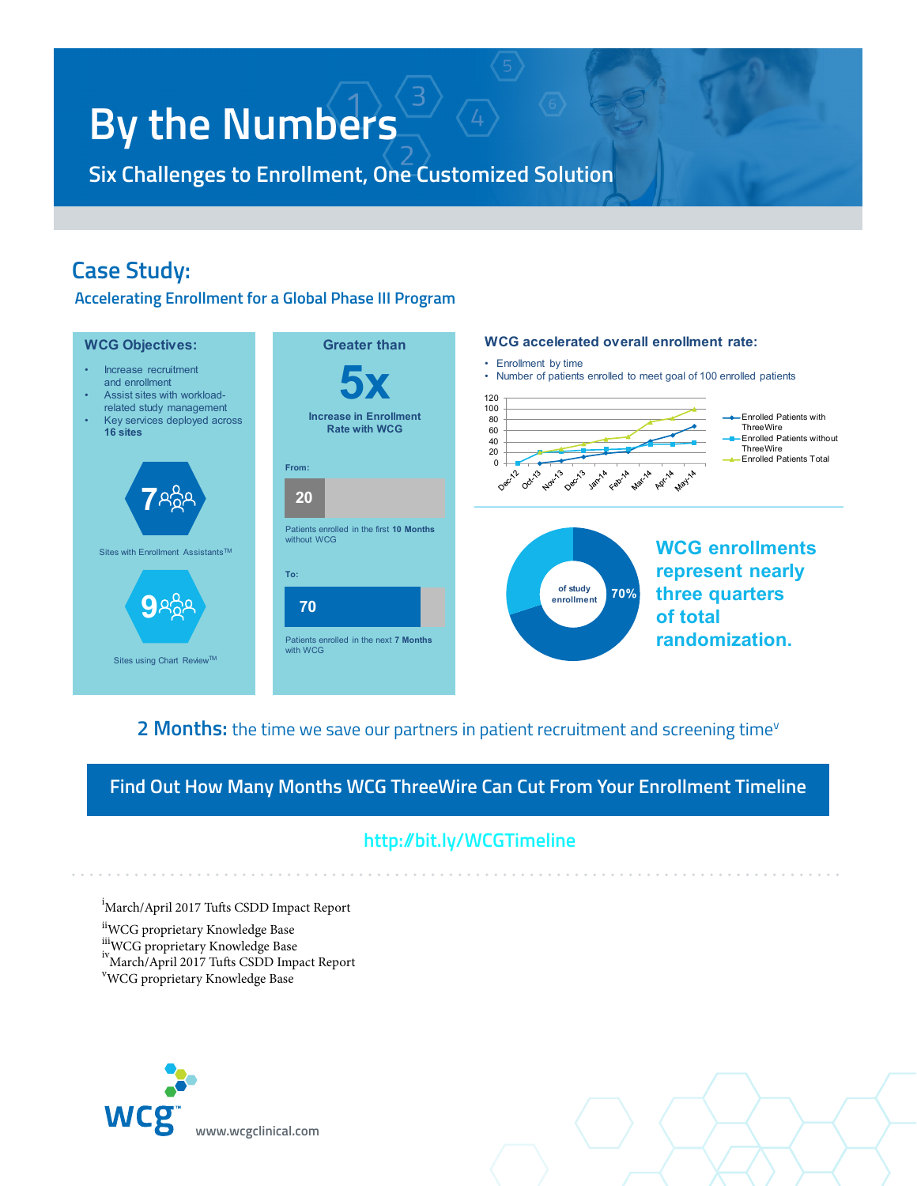# By the Numbers

Six Challenges to Enrollment, One Customized Solution

## Case Study:

### Accelerating Enrollment for a Global Phase III Program

**WCG Objectives:**

- Increase recruitment and enrollment
- Assist sites with workload-related study management
- Key services deployed across **16 sites**

7

Sites with Enrollment Assistants™

9

Sites using Chart Review™

Greater than

**5x**

**Increase in Enrollment Rate with WCG**

**From:**

20

Patients enrolled in the first **10 Months** without WCG

**To:**

70

Patients enrolled in the next **7 Months** with WCG

**WCG accelerated overall enrollment rate:**

- Enrollment by time
- Number of patients enrolled to meet goal of 100 enrolled patients

120
100
80
60
40
20
0

Dec-12, Oct-13, Nov-13, Dec-13, Jan-14, Feb-14, Mar-14, Apr-14, May-14

Enrolled Patients with ThreeWire
Enrolled Patients without ThreeWire
Enrolled Patients Total

of study enrollment
70%

**WCG enrollments represent nearly three quarters of total randomization.**

**2 Months:** the time we save our partners in patient recruitment and screening time[v]

**Find Out How Many Months WCG ThreeWire Can Cut From Your Enrollment Timeline**

http://bit.ly/WCGTimeline

[i]March/April 2017 Tufts CSDD Impact Report
[ii]WCG proprietary Knowledge Base
[iii]WCG proprietary Knowledge Base
[iv]March/April 2017 Tufts CSDD Impact Report
[v]WCG proprietary Knowledge Base

wcg™

www.wcgclinical.com